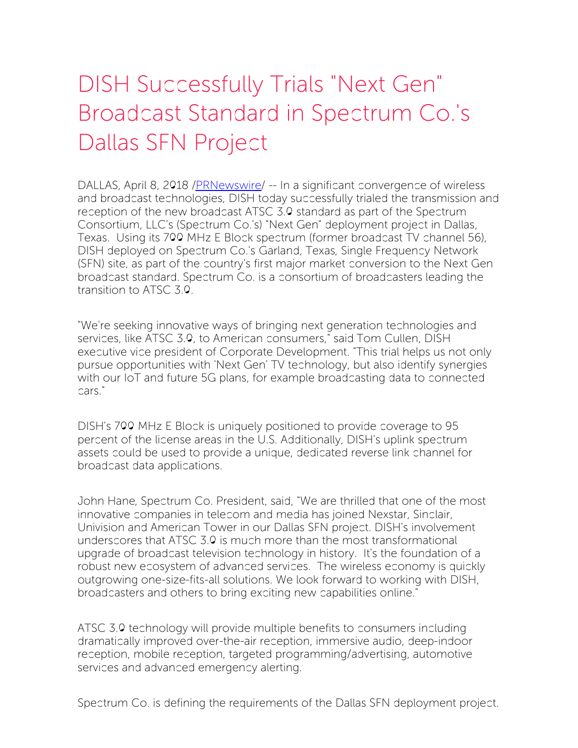# DISH Successfully Trials "Next Gen" Broadcast Standard in Spectrum Co.'s Dallas SFN Project

DALLAS, April 8, 2018 /PRNewswire/ -- In a significant convergence of wireless and broadcast technologies, DISH today successfully trialed the transmission and reception of the new broadcast ATSC 3.0 standard as part of the Spectrum Consortium, LLC's (Spectrum Co.'s) "Next Gen" deployment project in Dallas, Texas.  Using its 700 MHz E Block spectrum (former broadcast TV channel 56), DISH deployed on Spectrum Co.'s Garland, Texas, Single Frequency Network (SFN) site, as part of the country's first major market conversion to the Next Gen broadcast standard. Spectrum Co. is a consortium of broadcasters leading the transition to ATSC 3.0.

"We're seeking innovative ways of bringing next generation technologies and services, like ATSC 3.0, to American consumers," said Tom Cullen, DISH executive vice president of Corporate Development. "This trial helps us not only pursue opportunities with 'Next Gen' TV technology, but also identify synergies with our IoT and future 5G plans, for example broadcasting data to connected cars."

DISH's 700 MHz E Block is uniquely positioned to provide coverage to 95 percent of the license areas in the U.S. Additionally, DISH's uplink spectrum assets could be used to provide a unique, dedicated reverse link channel for broadcast data applications.

John Hane, Spectrum Co. President, said, "We are thrilled that one of the most innovative companies in telecom and media has joined Nexstar, Sinclair, Univision and American Tower in our Dallas SFN project. DISH's involvement underscores that ATSC 3.0 is much more than the most transformational upgrade of broadcast television technology in history.  It's the foundation of a robust new ecosystem of advanced services.  The wireless economy is quickly outgrowing one-size-fits-all solutions. We look forward to working with DISH, broadcasters and others to bring exciting new capabilities online."

ATSC 3.0 technology will provide multiple benefits to consumers including dramatically improved over-the-air reception, immersive audio, deep-indoor reception, mobile reception, targeted programming/advertising, automotive services and advanced emergency alerting.

Spectrum Co. is defining the requirements of the Dallas SFN deployment project.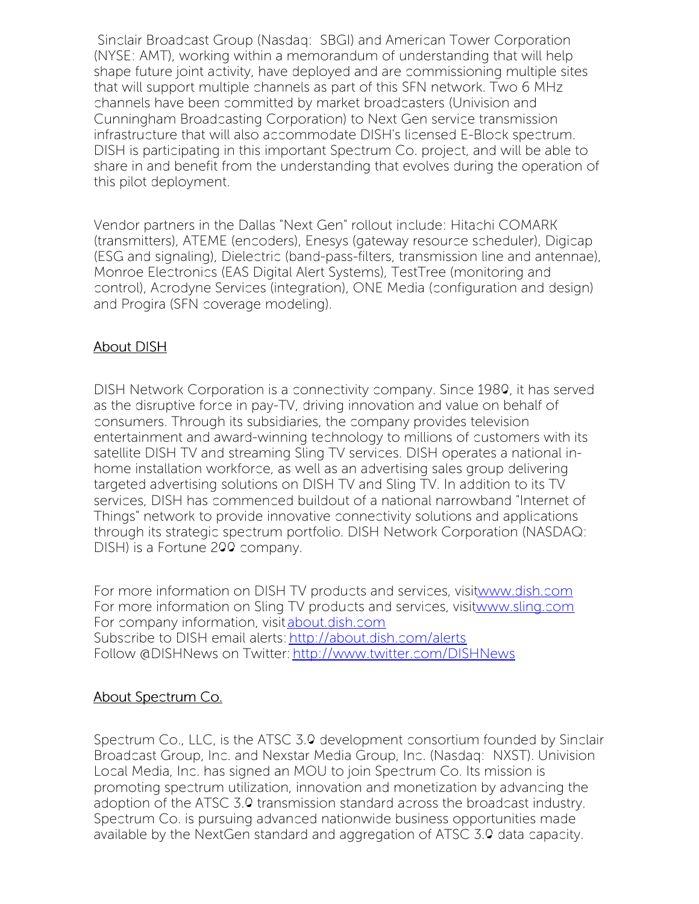Sinclair Broadcast Group (Nasdaq: SBGI) and American Tower Corporation (NYSE: AMT), working within a memorandum of understanding that will help shape future joint activity, have deployed and are commissioning multiple sites that will support multiple channels as part of this SFN network. Two 6 MHz channels have been committed by market broadcasters (Univision and Cunningham Broadcasting Corporation) to Next Gen service transmission infrastructure that will also accommodate DISH's licensed E-Block spectrum. DISH is participating in this important Spectrum Co. project, and will be able to share in and benefit from the understanding that evolves during the operation of this pilot deployment.

Vendor partners in the Dallas "Next Gen" rollout include: Hitachi COMARK (transmitters), ATEME (encoders), Enesys (gateway resource scheduler), Digicap (ESG and signaling), Dielectric (band-pass-filters, transmission line and antennae), Monroe Electronics (EAS Digital Alert Systems), TestTree (monitoring and control), Acrodyne Services (integration), ONE Media (configuration and design) and Progira (SFN coverage modeling).

## About DISH

DISH Network Corporation is a connectivity company. Since 1980, it has served as the disruptive force in pay-TV, driving innovation and value on behalf of consumers. Through its subsidiaries, the company provides television entertainment and award-winning technology to millions of customers with its satellite DISH TV and streaming Sling TV services. DISH operates a national in-home installation workforce, as well as an advertising sales group delivering targeted advertising solutions on DISH TV and Sling TV. In addition to its TV services, DISH has commenced buildout of a national narrowband "Internet of Things" network to provide innovative connectivity solutions and applications through its strategic spectrum portfolio. DISH Network Corporation (NASDAQ: DISH) is a Fortune 200 company.

For more information on DISH TV products and services, visit www.dish.com
For more information on Sling TV products and services, visit www.sling.com
For company information, visit about.dish.com
Subscribe to DISH email alerts: http://about.dish.com/alerts
Follow @DISHNews on Twitter: http://www.twitter.com/DISHNews

## About Spectrum Co.

Spectrum Co., LLC, is the ATSC 3.0 development consortium founded by Sinclair Broadcast Group, Inc. and Nexstar Media Group, Inc. (Nasdaq: NXST). Univision Local Media, Inc. has signed an MOU to join Spectrum Co. Its mission is promoting spectrum utilization, innovation and monetization by advancing the adoption of the ATSC 3.0 transmission standard across the broadcast industry. Spectrum Co. is pursuing advanced nationwide business opportunities made available by the NextGen standard and aggregation of ATSC 3.0 data capacity.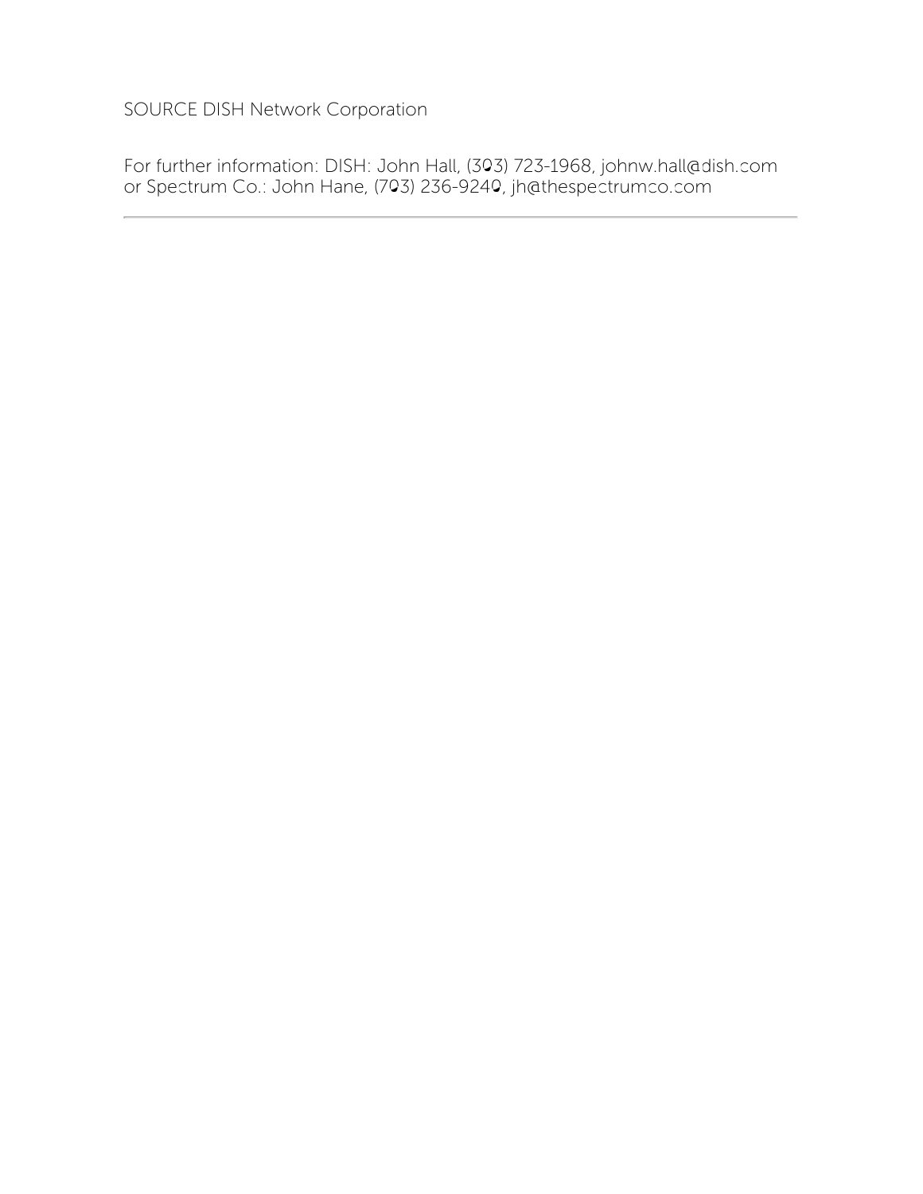SOURCE DISH Network Corporation

For further information: DISH: John Hall, (303) 723-1968, johnw.hall@dish.com or Spectrum Co.: John Hane, (703) 236-9240, jh@thespectrumco.com

---